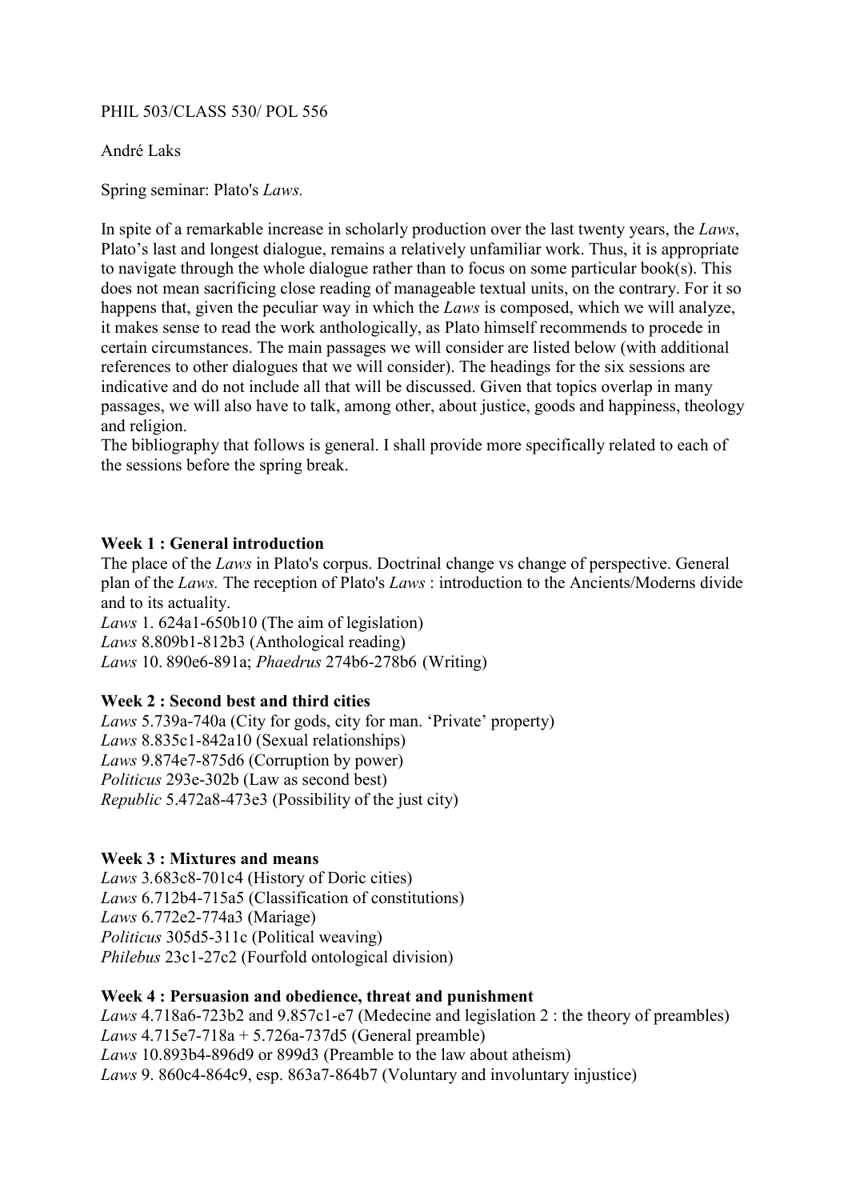PHIL 503/CLASS 530/ POL 556

André Laks

Spring seminar: Plato's *Laws.*

In spite of a remarkable increase in scholarly production over the last twenty years, the *Laws*, Plato's last and longest dialogue, remains a relatively unfamiliar work. Thus, it is appropriate to navigate through the whole dialogue rather than to focus on some particular book(s). This does not mean sacrificing close reading of manageable textual units, on the contrary. For it so happens that, given the peculiar way in which the *Laws* is composed, which we will analyze, it makes sense to read the work anthologically, as Plato himself recommends to procede in certain circumstances. The main passages we will consider are listed below (with additional references to other dialogues that we will consider). The headings for the six sessions are indicative and do not include all that will be discussed. Given that topics overlap in many passages, we will also have to talk, among other, about justice, goods and happiness, theology and religion.
The bibliography that follows is general. I shall provide more specifically related to each of the sessions before the spring break.

**Week 1 : General introduction**
The place of the *Laws* in Plato's corpus. Doctrinal change vs change of perspective. General plan of the *Laws.* The reception of Plato's *Laws* : introduction to the Ancients/Moderns divide and to its actuality.
*Laws* 1. 624a1-650b10 (The aim of legislation)
*Laws* 8.809b1-812b3 (Anthological reading)
*Laws* 10. 890e6-891a; *Phaedrus* 274b6-278b6 (Writing)

**Week 2 : Second best and third cities**
*Laws* 5.739a-740a (City for gods, city for man. 'Private' property)
*Laws* 8.835c1-842a10 (Sexual relationships)
*Laws* 9.874e7-875d6 (Corruption by power)
*Politicus* 293e-302b (Law as second best)
*Republic* 5.472a8-473e3 (Possibility of the just city)

**Week 3 : Mixtures and means**
*Laws* 3.683c8-701c4 (History of Doric cities)
*Laws* 6.712b4-715a5 (Classification of constitutions)
*Laws* 6.772e2-774a3 (Mariage)
*Politicus* 305d5-311c (Political weaving)
*Philebus* 23c1-27c2 (Fourfold ontological division)

**Week 4 : Persuasion and obedience, threat and punishment**
*Laws* 4.718a6-723b2 and 9.857c1-e7 (Medecine and legislation 2 : the theory of preambles)
*Laws* 4.715e7-718a + 5.726a-737d5 (General preamble)
*Laws* 10.893b4-896d9 or 899d3 (Preamble to the law about atheism)
*Laws* 9. 860c4-864c9, esp. 863a7-864b7 (Voluntary and involuntary injustice)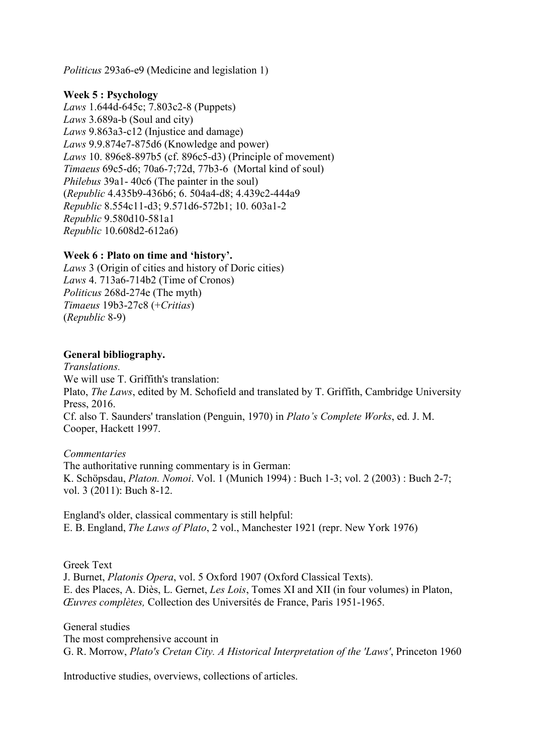*Politicus* 293a6-e9 (Medicine and legislation 1)

**Week 5 : Psychology**

*Laws* 1.644d-645c; 7.803c2-8 (Puppets)
*Laws* 3.689a-b (Soul and city)
*Laws* 9.863a3-c12 (Injustice and damage)
*Laws* 9.9.874e7-875d6 (Knowledge and power)
*Laws* 10. 896e8-897b5 (cf. 896c5-d3) (Principle of movement)
*Timaeus* 69c5-d6; 70a6-7;72d, 77b3-6 (Mortal kind of soul)
*Philebus* 39a1- 40c6 (The painter in the soul)
(*Republic* 4.435b9-436b6; 6. 504a4-d8; 4.439c2-444a9
*Republic* 8.554c11-d3; 9.571d6-572b1; 10. 603a1-2
*Republic* 9.580d10-581a1
*Republic* 10.608d2-612a6)

**Week 6 : Plato on time and 'history'.**

*Laws* 3 (Origin of cities and history of Doric cities)
*Laws* 4. 713a6-714b2 (Time of Cronos)
*Politicus* 268d-274e (The myth)
*Timaeus* 19b3-27c8 (+*Critias*)
(*Republic* 8-9)

**General bibliography.**

*Translations.*
We will use T. Griffith's translation:
Plato, *The Laws*, edited by M. Schofield and translated by T. Griffith, Cambridge University Press, 2016.
Cf. also T. Saunders' translation (Penguin, 1970) in *Plato's Complete Works*, ed. J. M. Cooper, Hackett 1997.

*Commentaries*
The authoritative running commentary is in German:
K. Schöpsdau, *Platon. Nomoi*. Vol. 1 (Munich 1994) : Buch 1-3; vol. 2 (2003) : Buch 2-7; vol. 3 (2011): Buch 8-12.

England's older, classical commentary is still helpful:
E. B. England, *The Laws of Plato*, 2 vol., Manchester 1921 (repr. New York 1976)

Greek Text
J. Burnet, *Platonis Opera*, vol. 5 Oxford 1907 (Oxford Classical Texts).
E. des Places, A. Diès, L. Gernet, *Les Lois*, Tomes XI and XII (in four volumes) in Platon, *Œuvres complètes,* Collection des Universités de France, Paris 1951-1965.

General studies
The most comprehensive account in
G. R. Morrow, *Plato's Cretan City. A Historical Interpretation of the 'Laws'*, Princeton 1960

Introductive studies, overviews, collections of articles.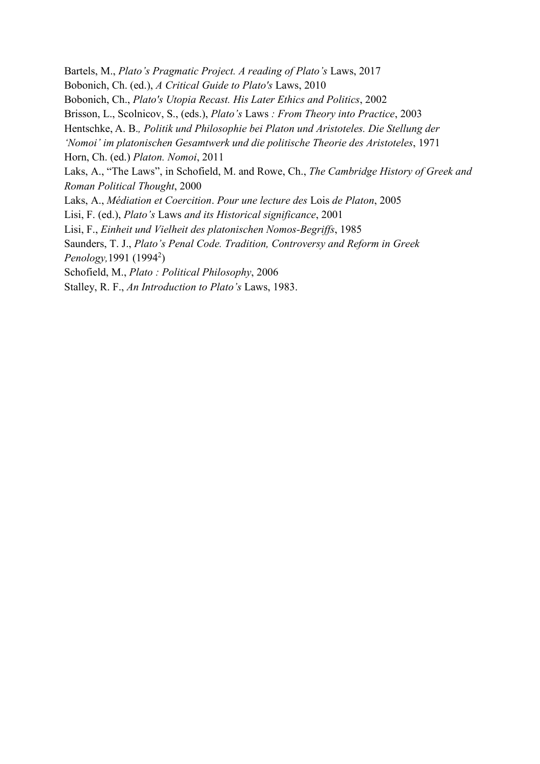Bartels, M., *Plato's Pragmatic Project. A reading of Plato's* Laws, 2017

Bobonich, Ch. (ed.), *A Critical Guide to Plato's* Laws, 2010

Bobonich, Ch., *Plato's Utopia Recast. His Later Ethics and Politics*, 2002

Brisson, L., Scolnicov, S., (eds.), *Plato's* Laws *: From Theory into Practice*, 2003

Hentschke, A. B*., Politik und Philosophie bei Platon und Aristoteles. Die Stellung der 'Nomoi' im platonischen Gesamtwerk und die politische Theorie des Aristoteles*, 1971

Horn, Ch. (ed.) *Platon. Nomoi*, 2011

Laks, A., "The Laws", in Schofield, M. and Rowe, Ch., *The Cambridge History of Greek and Roman Political Thought*, 2000

Laks, A., *Médiation et Coercition*. *Pour une lecture des* Lois *de Platon*, 2005

Lisi, F. (ed.), *Plato's* Laws *and its Historical significance*, 2001

Lisi, F., *Einheit und Vielheit des platonischen Nomos-Begriffs*, 1985

Saunders, T. J., *Plato's Penal Code. Tradition, Controversy and Reform in Greek Penology,*1991 ($1994^2$)

Schofield, M., *Plato : Political Philosophy*, 2006

Stalley, R. F., *An Introduction to Plato's* Laws, 1983.